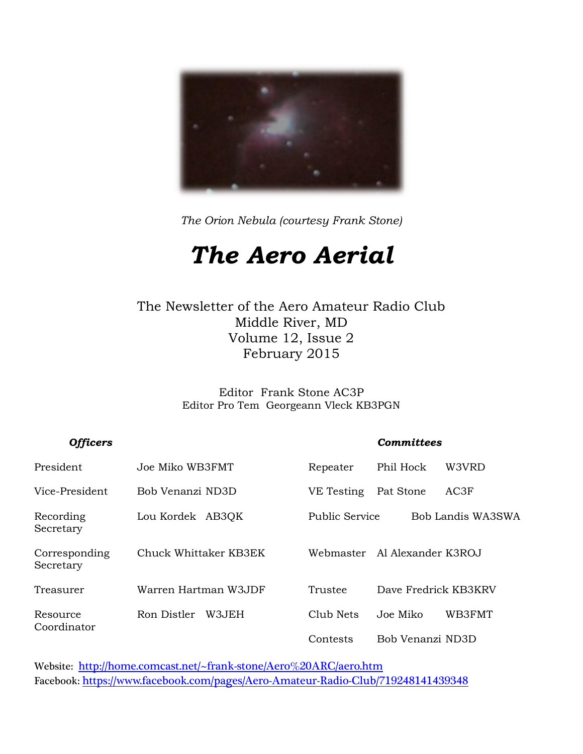*The Orion Nebula (courtesy Frank Stone)*

# *The Aero Aerial*

The Newsletter of the Aero Amateur Radio Club
Middle River, MD
Volume 12, Issue 2
February 2015

Editor Frank Stone AC3P
Editor Pro Tem Georgeann Vleck KB3PGN

| ***Officers*** | | ***Committees*** | |
|---|---|---|---|
| President | Joe Miko WB3FMT | Repeater | Phil Hock W3VRD |
| Vice-President | Bob Venanzi ND3D | VE Testing | Pat Stone AC3F |
| Recording Secretary | Lou Kordek AB3QK | Public Service | Bob Landis WA3SWA |
| Corresponding Secretary | Chuck Whittaker KB3EK | Webmaster | Al Alexander K3ROJ |
| Treasurer | Warren Hartman W3JDF | Trustee | Dave Fredrick KB3KRV |
| Resource Coordinator | Ron Distler W3JEH | Club Nets | Joe Miko WB3FMT |
| | | Contests | Bob Venanzi ND3D |

Website: http://home.comcast.net/~frank-stone/Aero%20ARC/aero.htm
Facebook: https://www.facebook.com/pages/Aero-Amateur-Radio-Club/719248141439348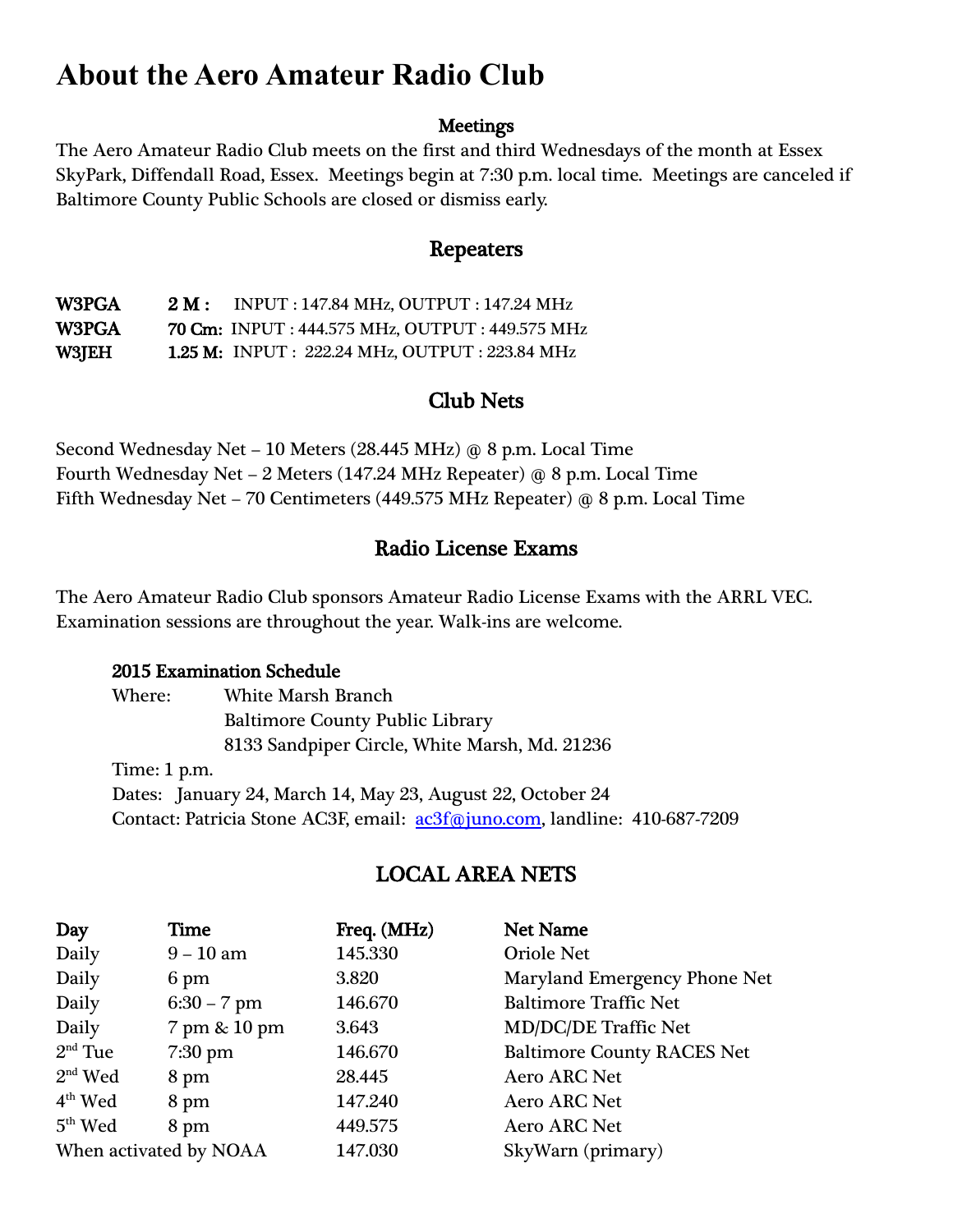# About the Aero Amateur Radio Club

## Meetings

The Aero Amateur Radio Club meets on the first and third Wednesdays of the month at Essex SkyPark, Diffendall Road, Essex. Meetings begin at 7:30 p.m. local time. Meetings are canceled if Baltimore County Public Schools are closed or dismiss early.

## Repeaters

| | | |
|---|---|---|
| **W3PGA** | **2 M :** | INPUT : 147.84 MHz, OUTPUT : 147.24 MHz |
| **W3PGA** | **70 Cm:** | INPUT : 444.575 MHz, OUTPUT : 449.575 MHz |
| **W3JEH** | **1.25 M:** | INPUT : 222.24 MHz, OUTPUT : 223.84 MHz |

## Club Nets

Second Wednesday Net – 10 Meters (28.445 MHz) @ 8 p.m. Local Time
Fourth Wednesday Net – 2 Meters (147.24 MHz Repeater) @ 8 p.m. Local Time
Fifth Wednesday Net – 70 Centimeters (449.575 MHz Repeater) @ 8 p.m. Local Time

## Radio License Exams

The Aero Amateur Radio Club sponsors Amateur Radio License Exams with the ARRL VEC. Examination sessions are throughout the year. Walk-ins are welcome.

**2015 Examination Schedule**

Where: White Marsh Branch
Baltimore County Public Library
8133 Sandpiper Circle, White Marsh, Md. 21236

Time: 1 p.m.

Dates: January 24, March 14, May 23, August 22, October 24

Contact: Patricia Stone AC3F, email: ac3f@juno.com, landline: 410-687-7209

## LOCAL AREA NETS

| Day | Time | Freq. (MHz) | Net Name |
|---|---|---|---|
| Daily | 9 – 10 am | 145.330 | Oriole Net |
| Daily | 6 pm | 3.820 | Maryland Emergency Phone Net |
| Daily | 6:30 – 7 pm | 146.670 | Baltimore Traffic Net |
| Daily | 7 pm & 10 pm | 3.643 | MD/DC/DE Traffic Net |
| 2nd Tue | 7:30 pm | 146.670 | Baltimore County RACES Net |
| 2nd Wed | 8 pm | 28.445 | Aero ARC Net |
| 4th Wed | 8 pm | 147.240 | Aero ARC Net |
| 5th Wed | 8 pm | 449.575 | Aero ARC Net |
| When activated by NOAA | | 147.030 | SkyWarn (primary) |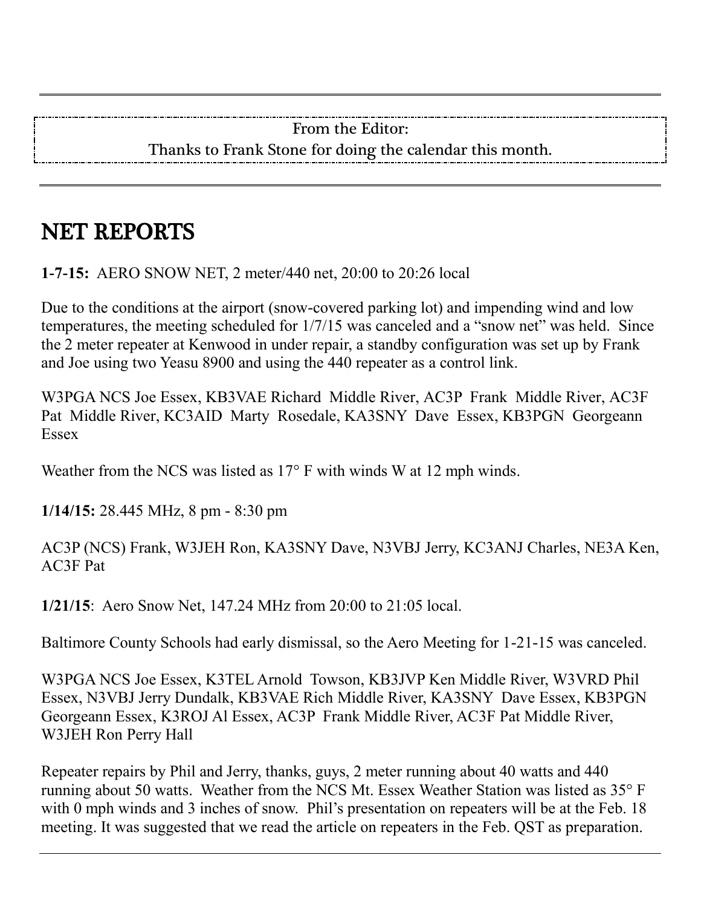From the Editor:

Thanks to Frank Stone for doing the calendar this month.

# NET REPORTS

**1-7-15:** AERO SNOW NET, 2 meter/440 net, 20:00 to 20:26 local

Due to the conditions at the airport (snow-covered parking lot) and impending wind and low temperatures, the meeting scheduled for 1/7/15 was canceled and a "snow net" was held. Since the 2 meter repeater at Kenwood in under repair, a standby configuration was set up by Frank and Joe using two Yeasu 8900 and using the 440 repeater as a control link.

W3PGA NCS Joe Essex, KB3VAE Richard Middle River, AC3P Frank Middle River, AC3F Pat Middle River, KC3AID Marty Rosedale, KA3SNY Dave Essex, KB3PGN Georgeann Essex

Weather from the NCS was listed as 17° F with winds W at 12 mph winds.

**1/14/15:** 28.445 MHz, 8 pm - 8:30 pm

AC3P (NCS) Frank, W3JEH Ron, KA3SNY Dave, N3VBJ Jerry, KC3ANJ Charles, NE3A Ken, AC3F Pat

**1/21/15**: Aero Snow Net, 147.24 MHz from 20:00 to 21:05 local.

Baltimore County Schools had early dismissal, so the Aero Meeting for 1-21-15 was canceled.

W3PGA NCS Joe Essex, K3TEL Arnold Towson, KB3JVP Ken Middle River, W3VRD Phil Essex, N3VBJ Jerry Dundalk, KB3VAE Rich Middle River, KA3SNY Dave Essex, KB3PGN Georgeann Essex, K3ROJ Al Essex, AC3P Frank Middle River, AC3F Pat Middle River, W3JEH Ron Perry Hall

Repeater repairs by Phil and Jerry, thanks, guys, 2 meter running about 40 watts and 440 running about 50 watts. Weather from the NCS Mt. Essex Weather Station was listed as 35° F with 0 mph winds and 3 inches of snow. Phil's presentation on repeaters will be at the Feb. 18 meeting. It was suggested that we read the article on repeaters in the Feb. QST as preparation.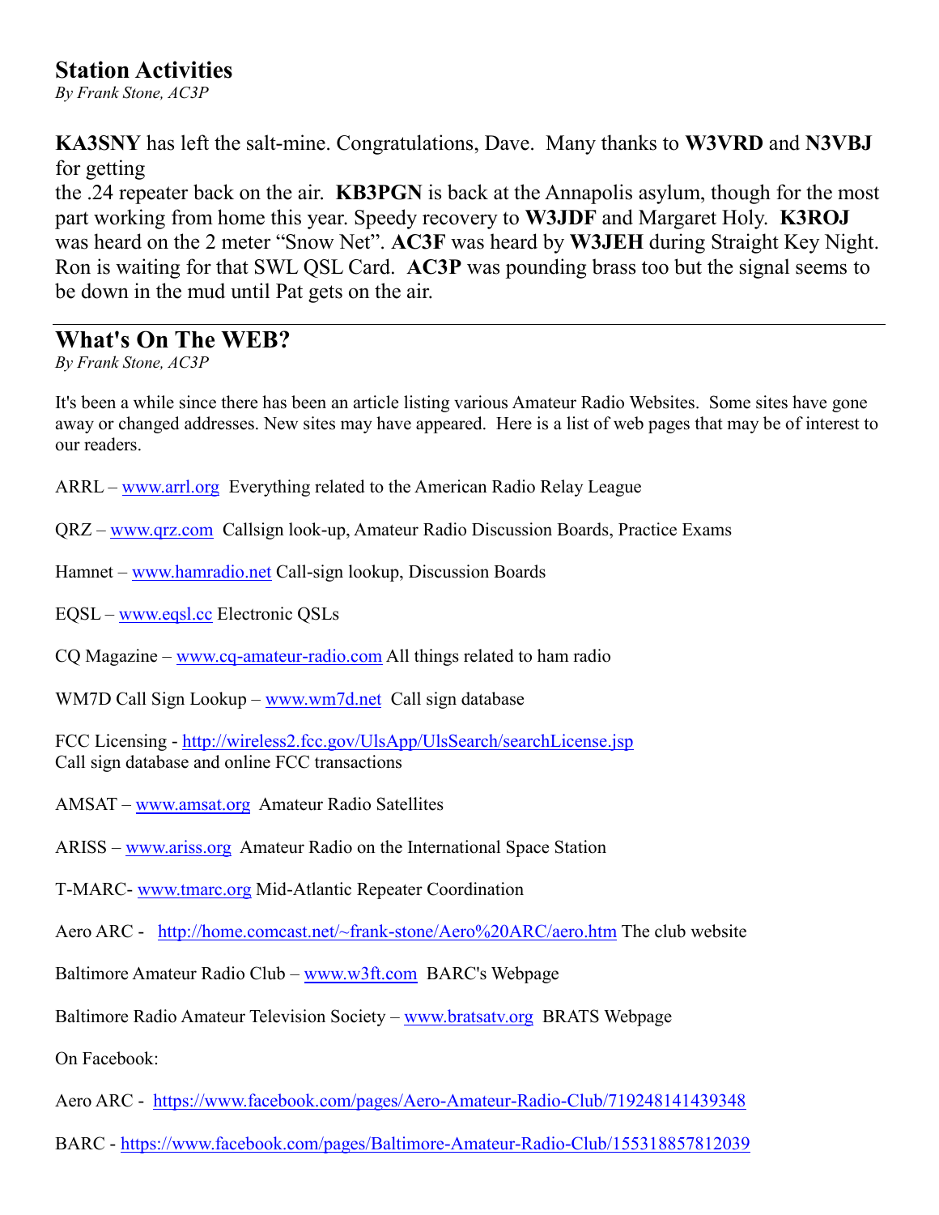## Station Activities

*By Frank Stone, AC3P*

**KA3SNY** has left the salt-mine. Congratulations, Dave. Many thanks to **W3VRD** and **N3VBJ** for getting the .24 repeater back on the air. **KB3PGN** is back at the Annapolis asylum, though for the most part working from home this year. Speedy recovery to **W3JDF** and Margaret Holy. **K3ROJ** was heard on the 2 meter "Snow Net". **AC3F** was heard by **W3JEH** during Straight Key Night. Ron is waiting for that SWL QSL Card. **AC3P** was pounding brass too but the signal seems to be down in the mud until Pat gets on the air.

---

## What's On The WEB?

*By Frank Stone, AC3P*

It's been a while since there has been an article listing various Amateur Radio Websites. Some sites have gone away or changed addresses. New sites may have appeared. Here is a list of web pages that may be of interest to our readers.

ARRL – www.arrl.org Everything related to the American Radio Relay League

QRZ – www.qrz.com Callsign look-up, Amateur Radio Discussion Boards, Practice Exams

Hamnet – www.hamradio.net Call-sign lookup, Discussion Boards

EQSL – www.eqsl.cc Electronic QSLs

CQ Magazine – www.cq-amateur-radio.com All things related to ham radio

WM7D Call Sign Lookup – www.wm7d.net Call sign database

FCC Licensing - http://wireless2.fcc.gov/UlsApp/UlsSearch/searchLicense.jsp
Call sign database and online FCC transactions

AMSAT – www.amsat.org Amateur Radio Satellites

ARISS – www.ariss.org Amateur Radio on the International Space Station

T-MARC- www.tmarc.org Mid-Atlantic Repeater Coordination

Aero ARC - http://home.comcast.net/~frank-stone/Aero%20ARC/aero.htm The club website

Baltimore Amateur Radio Club – www.w3ft.com BARC's Webpage

Baltimore Radio Amateur Television Society – www.bratsatv.org BRATS Webpage

On Facebook:

Aero ARC - https://www.facebook.com/pages/Aero-Amateur-Radio-Club/719248141439348

BARC - https://www.facebook.com/pages/Baltimore-Amateur-Radio-Club/155318857812039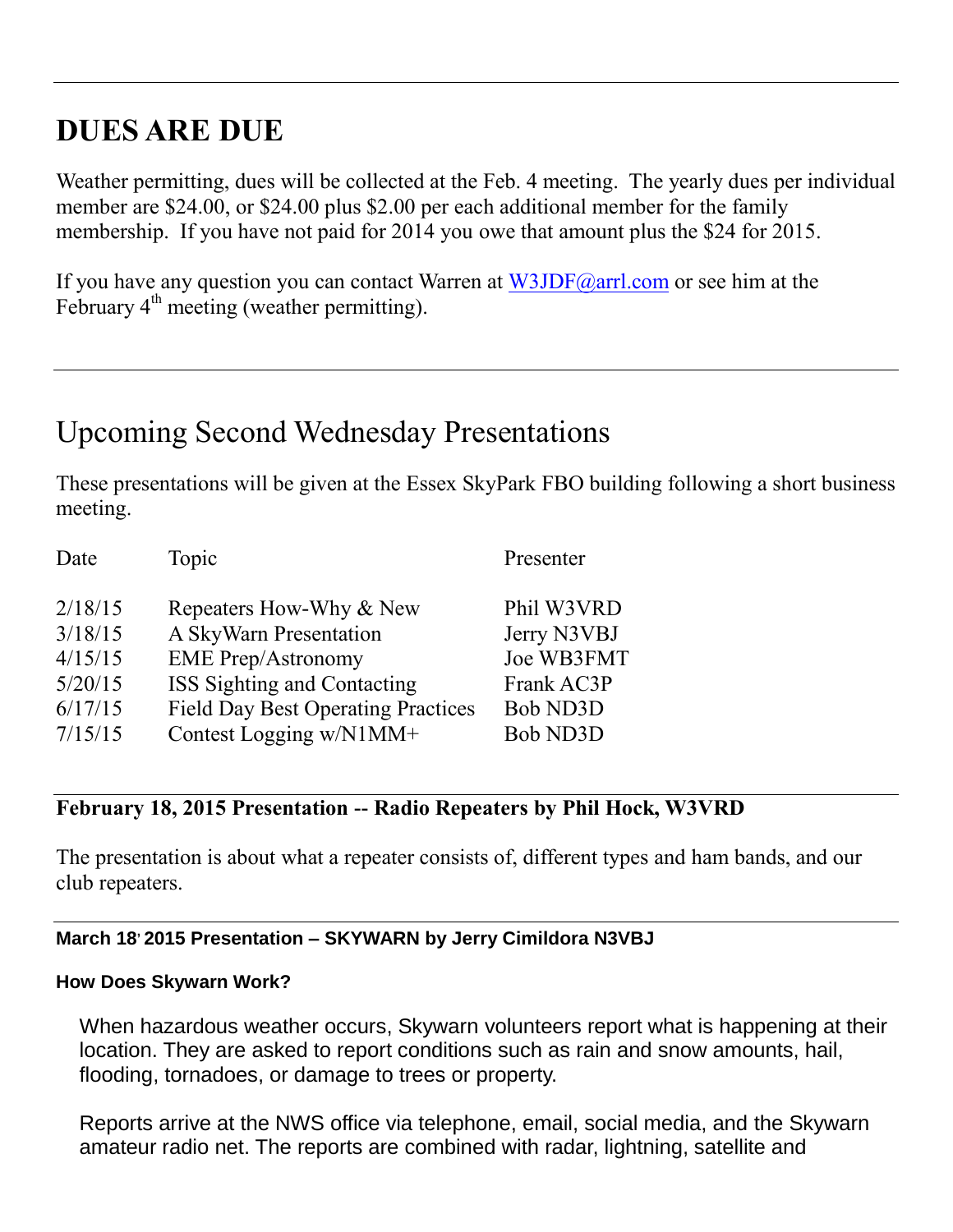---

# DUES ARE DUE

Weather permitting, dues will be collected at the Feb. 4 meeting. The yearly dues per individual member are $24.00, or $24.00 plus $2.00 per each additional member for the family membership. If you have not paid for 2014 you owe that amount plus the $24 for 2015.

If you have any question you can contact Warren at W3JDF@arrl.com or see him at the February 4th meeting (weather permitting).

---

# Upcoming Second Wednesday Presentations

These presentations will be given at the Essex SkyPark FBO building following a short business meeting.

| Date | Topic | Presenter |
| --- | --- | --- |
| 2/18/15 | Repeaters How-Why & New | Phil W3VRD |
| 3/18/15 | A SkyWarn Presentation | Jerry N3VBJ |
| 4/15/15 | EME Prep/Astronomy | Joe WB3FMT |
| 5/20/15 | ISS Sighting and Contacting | Frank AC3P |
| 6/17/15 | Field Day Best Operating Practices | Bob ND3D |
| 7/15/15 | Contest Logging w/N1MM+ | Bob ND3D |

---

### February 18, 2015 Presentation -- Radio Repeaters by Phil Hock, W3VRD

The presentation is about what a repeater consists of, different types and ham bands, and our club repeaters.

---

#### March 18, 2015 Presentation – SKYWARN by Jerry Cimildora N3VBJ

**How Does Skywarn Work?**

When hazardous weather occurs, Skywarn volunteers report what is happening at their location. They are asked to report conditions such as rain and snow amounts, hail, flooding, tornadoes, or damage to trees or property.

Reports arrive at the NWS office via telephone, email, social media, and the Skywarn amateur radio net. The reports are combined with radar, lightning, satellite and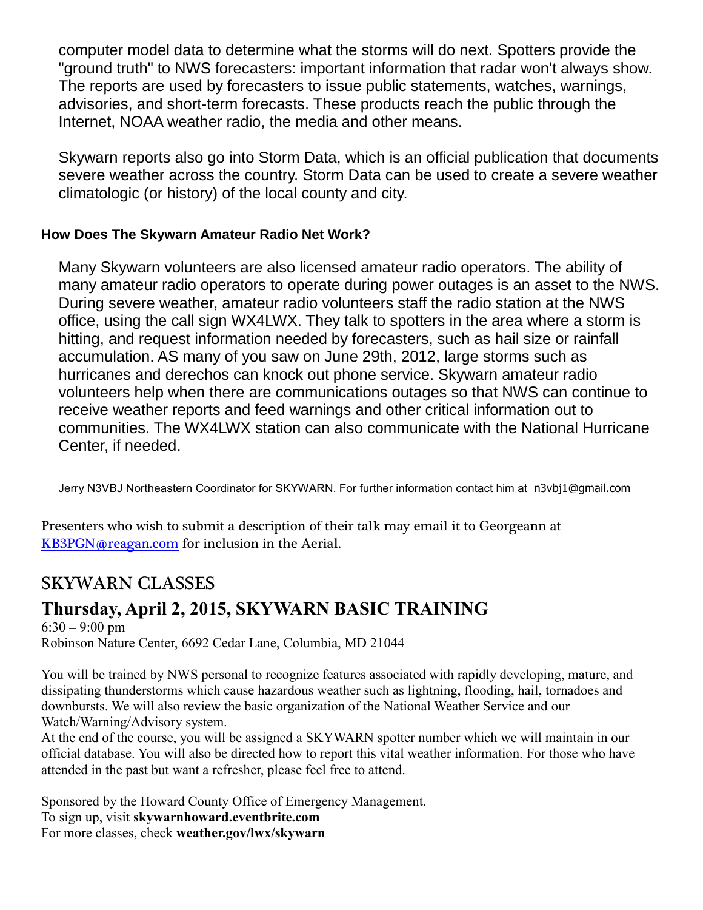computer model data to determine what the storms will do next. Spotters provide the "ground truth" to NWS forecasters: important information that radar won't always show. The reports are used by forecasters to issue public statements, watches, warnings, advisories, and short-term forecasts. These products reach the public through the Internet, NOAA weather radio, the media and other means.

Skywarn reports also go into Storm Data, which is an official publication that documents severe weather across the country. Storm Data can be used to create a severe weather climatologic (or history) of the local county and city.

**How Does The Skywarn Amateur Radio Net Work?**

Many Skywarn volunteers are also licensed amateur radio operators. The ability of many amateur radio operators to operate during power outages is an asset to the NWS. During severe weather, amateur radio volunteers staff the radio station at the NWS office, using the call sign WX4LWX. They talk to spotters in the area where a storm is hitting, and request information needed by forecasters, such as hail size or rainfall accumulation. AS many of you saw on June 29th, 2012, large storms such as hurricanes and derechos can knock out phone service. Skywarn amateur radio volunteers help when there are communications outages so that NWS can continue to receive weather reports and feed warnings and other critical information out to communities. The WX4LWX station can also communicate with the National Hurricane Center, if needed.

Jerry N3VBJ Northeastern Coordinator for SKYWARN. For further information contact him at n3vbj1@gmail.com

Presenters who wish to submit a description of their talk may email it to Georgeann at KB3PGN@reagan.com for inclusion in the Aerial.

## SKYWARN CLASSES

## Thursday, April 2, 2015, SKYWARN BASIC TRAINING

6:30 – 9:00 pm
Robinson Nature Center, 6692 Cedar Lane, Columbia, MD 21044

You will be trained by NWS personal to recognize features associated with rapidly developing, mature, and dissipating thunderstorms which cause hazardous weather such as lightning, flooding, hail, tornadoes and downbursts. We will also review the basic organization of the National Weather Service and our Watch/Warning/Advisory system.
At the end of the course, you will be assigned a SKYWARN spotter number which we will maintain in our official database. You will also be directed how to report this vital weather information. For those who have attended in the past but want a refresher, please feel free to attend.

Sponsored by the Howard County Office of Emergency Management.
To sign up, visit **skywarnhoward.eventbrite.com**
For more classes, check **weather.gov/lwx/skywarn**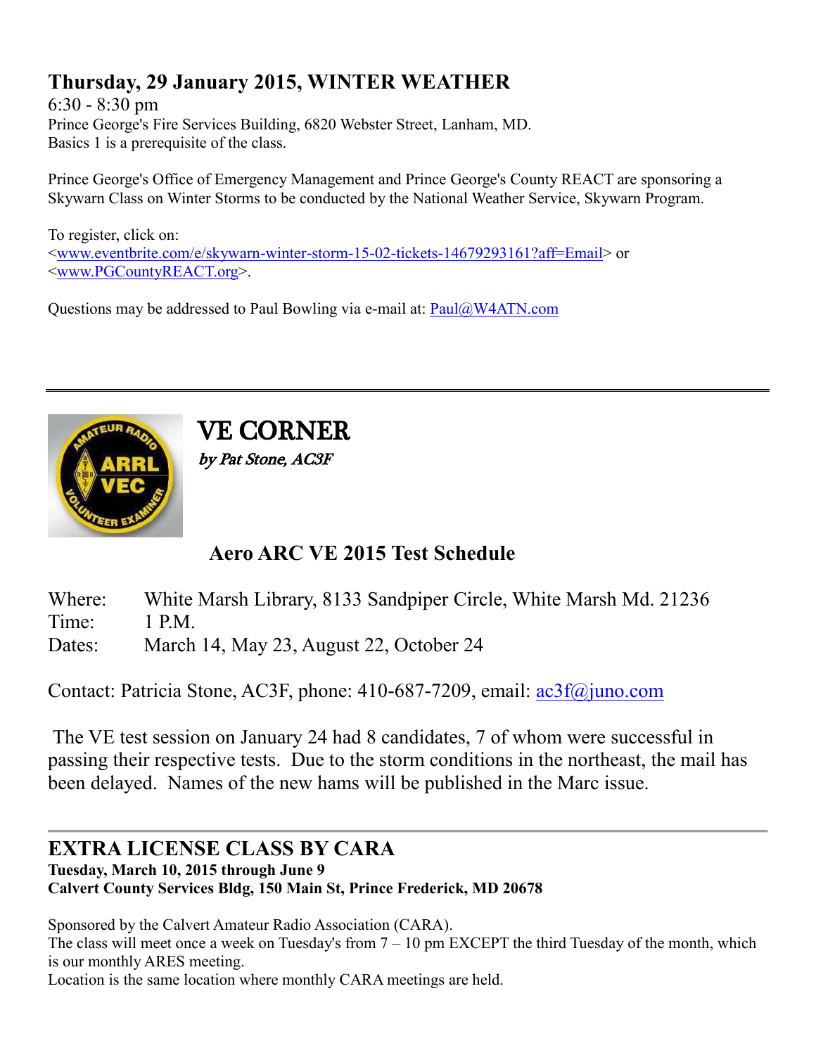## Thursday, 29 January 2015, WINTER WEATHER

6:30 - 8:30 pm
Prince George's Fire Services Building, 6820 Webster Street, Lanham, MD.
Basics 1 is a prerequisite of the class.

Prince George's Office of Emergency Management and Prince George's County REACT are sponsoring a Skywarn Class on Winter Storms to be conducted by the National Weather Service, Skywarn Program.

To register, click on:
<www.eventbrite.com/e/skywarn-winter-storm-15-02-tickets-14679293161?aff=Email> or
<www.PGCountyREACT.org>.

Questions may be addressed to Paul Bowling via e-mail at: Paul@W4ATN.com

---

# VE CORNER

*by Pat Stone, AC3F*

### Aero ARC VE 2015 Test Schedule

Where: White Marsh Library, 8133 Sandpiper Circle, White Marsh Md. 21236
Time: 1 P.M.
Dates: March 14, May 23, August 22, October 24

Contact: Patricia Stone, AC3F, phone: 410-687-7209, email: ac3f@juno.com

The VE test session on January 24 had 8 candidates, 7 of whom were successful in passing their respective tests. Due to the storm conditions in the northeast, the mail has been delayed. Names of the new hams will be published in the Marc issue.

---

## EXTRA LICENSE CLASS BY CARA

**Tuesday, March 10, 2015 through June 9**
**Calvert County Services Bldg, 150 Main St, Prince Frederick, MD 20678**

Sponsored by the Calvert Amateur Radio Association (CARA).
The class will meet once a week on Tuesday's from 7 – 10 pm EXCEPT the third Tuesday of the month, which is our monthly ARES meeting.
Location is the same location where monthly CARA meetings are held.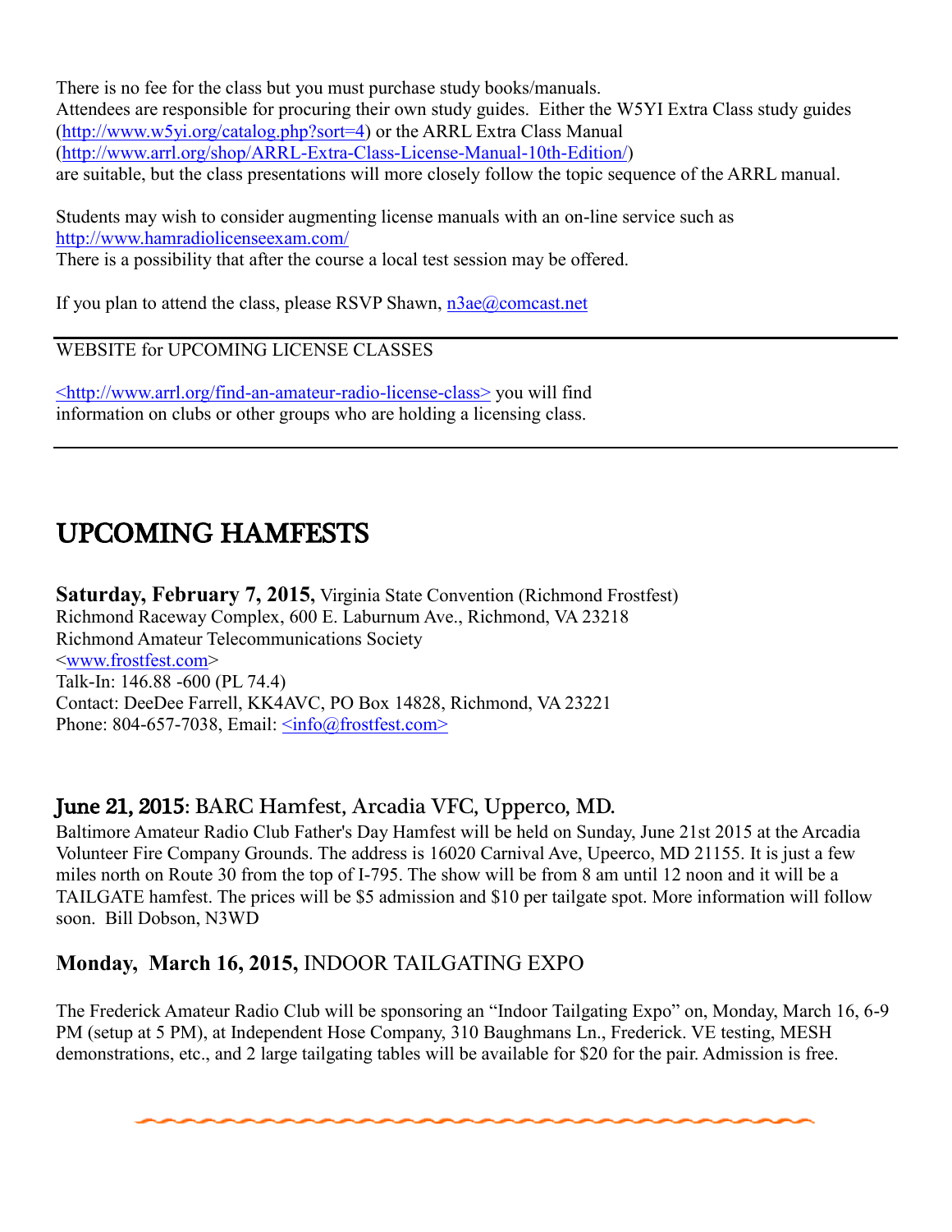There is no fee for the class but you must purchase study books/manuals.
Attendees are responsible for procuring their own study guides. Either the W5YI Extra Class study guides (http://www.w5yi.org/catalog.php?sort=4) or the ARRL Extra Class Manual (http://www.arrl.org/shop/ARRL-Extra-Class-License-Manual-10th-Edition/) are suitable, but the class presentations will more closely follow the topic sequence of the ARRL manual.

Students may wish to consider augmenting license manuals with an on-line service such as http://www.hamradiolicenseexam.com/
There is a possibility that after the course a local test session may be offered.

If you plan to attend the class, please RSVP Shawn, n3ae@comcast.net

---

WEBSITE for UPCOMING LICENSE CLASSES

<http://www.arrl.org/find-an-amateur-radio-license-class> you will find information on clubs or other groups who are holding a licensing class.

---

# UPCOMING HAMFESTS

**Saturday, February 7, 2015,** Virginia State Convention (Richmond Frostfest)
Richmond Raceway Complex, 600 E. Laburnum Ave., Richmond, VA 23218
Richmond Amateur Telecommunications Society
<www.frostfest.com>
Talk-In: 146.88 -600 (PL 74.4)
Contact: DeeDee Farrell, KK4AVC, PO Box 14828, Richmond, VA 23221
Phone: 804-657-7038, Email: <info@frostfest.com>

### June 21, 2015: BARC Hamfest, Arcadia VFC, Upperco, MD.

Baltimore Amateur Radio Club Father's Day Hamfest will be held on Sunday, June 21st 2015 at the Arcadia Volunteer Fire Company Grounds. The address is 16020 Carnival Ave, Upeerco, MD 21155. It is just a few miles north on Route 30 from the top of I-795. The show will be from 8 am until 12 noon and it will be a TAILGATE hamfest. The prices will be $5 admission and $10 per tailgate spot. More information will follow soon. Bill Dobson, N3WD

### Monday, March 16, 2015, INDOOR TAILGATING EXPO

The Frederick Amateur Radio Club will be sponsoring an "Indoor Tailgating Expo" on, Monday, March 16, 6-9 PM (setup at 5 PM), at Independent Hose Company, 310 Baughmans Ln., Frederick. VE testing, MESH demonstrations, etc., and 2 large tailgating tables will be available for $20 for the pair. Admission is free.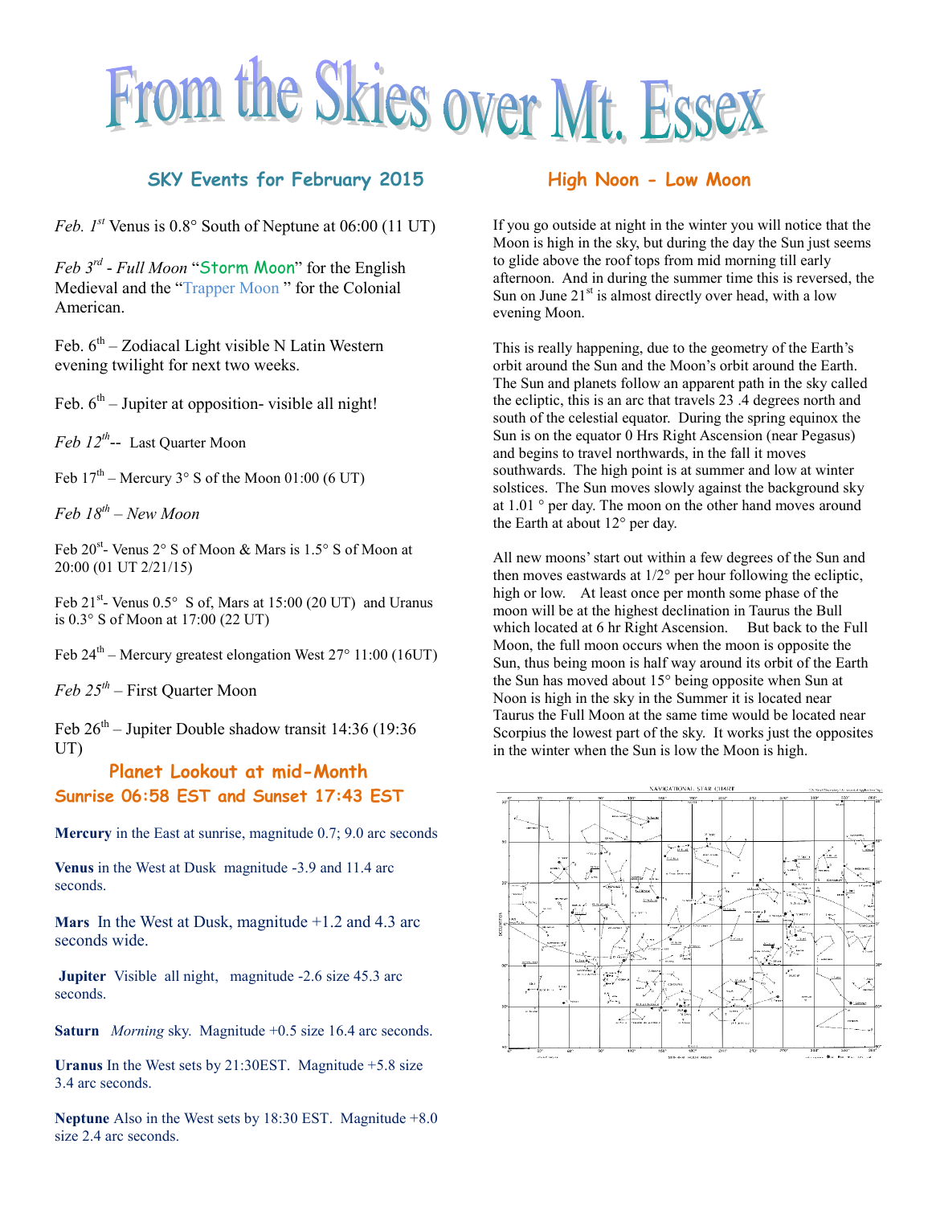# From the Skies over Mt. Essex

## SKY Events for February 2015

*Feb. 1st* Venus is 0.8° South of Neptune at 06:00 (11 UT)

*Feb 3rd - Full Moon* "Storm Moon" for the English Medieval and the "Trapper Moon " for the Colonial American.

Feb. 6th – Zodiacal Light visible N Latin Western evening twilight for next two weeks.

Feb. 6th – Jupiter at opposition- visible all night!

*Feb 12th*-- Last Quarter Moon

Feb 17th – Mercury 3° S of the Moon 01:00 (6 UT)

*Feb 18th – New Moon*

Feb 20st- Venus 2° S of Moon & Mars is 1.5° S of Moon at 20:00 (01 UT 2/21/15)

Feb 21st- Venus 0.5° S of, Mars at 15:00 (20 UT) and Uranus is 0.3° S of Moon at 17:00 (22 UT)

Feb 24th – Mercury greatest elongation West 27° 11:00 (16UT)

*Feb 25th* – First Quarter Moon

Feb 26th – Jupiter Double shadow transit 14:36 (19:36 UT)

## Planet Lookout at mid-Month

### Sunrise 06:58 EST and Sunset 17:43 EST

**Mercury** in the East at sunrise, magnitude 0.7; 9.0 arc seconds

**Venus** in the West at Dusk magnitude -3.9 and 11.4 arc seconds.

**Mars** In the West at Dusk, magnitude +1.2 and 4.3 arc seconds wide.

**Jupiter** Visible all night, magnitude -2.6 size 45.3 arc seconds.

**Saturn** *Morning* sky. Magnitude +0.5 size 16.4 arc seconds.

**Uranus** In the West sets by 21:30EST. Magnitude +5.8 size 3.4 arc seconds.

**Neptune** Also in the West sets by 18:30 EST. Magnitude +8.0 size 2.4 arc seconds.

## High Noon - Low Moon

If you go outside at night in the winter you will notice that the Moon is high in the sky, but during the day the Sun just seems to glide above the roof tops from mid morning till early afternoon. And in during the summer time this is reversed, the Sun on June 21st is almost directly over head, with a low evening Moon.

This is really happening, due to the geometry of the Earth's orbit around the Sun and the Moon's orbit around the Earth. The Sun and planets follow an apparent path in the sky called the ecliptic, this is an arc that travels 23 .4 degrees north and south of the celestial equator. During the spring equinox the Sun is on the equator 0 Hrs Right Ascension (near Pegasus) and begins to travel northwards, in the fall it moves southwards. The high point is at summer and low at winter solstices. The Sun moves slowly against the background sky at 1.01 ° per day. The moon on the other hand moves around the Earth at about 12° per day.

All new moons' start out within a few degrees of the Sun and then moves eastwards at 1/2° per hour following the ecliptic, high or low. At least once per month some phase of the moon will be at the highest declination in Taurus the Bull which located at 6 hr Right Ascension. But back to the Full Moon, the full moon occurs when the moon is opposite the Sun, thus being moon is half way around its orbit of the Earth the Sun has moved about 15° being opposite when Sun at Noon is high in the sky in the Summer it is located near Taurus the Full Moon at the same time would be located near Scorpius the lowest part of the sky. It works just the opposites in the winter when the Sun is low the Moon is high.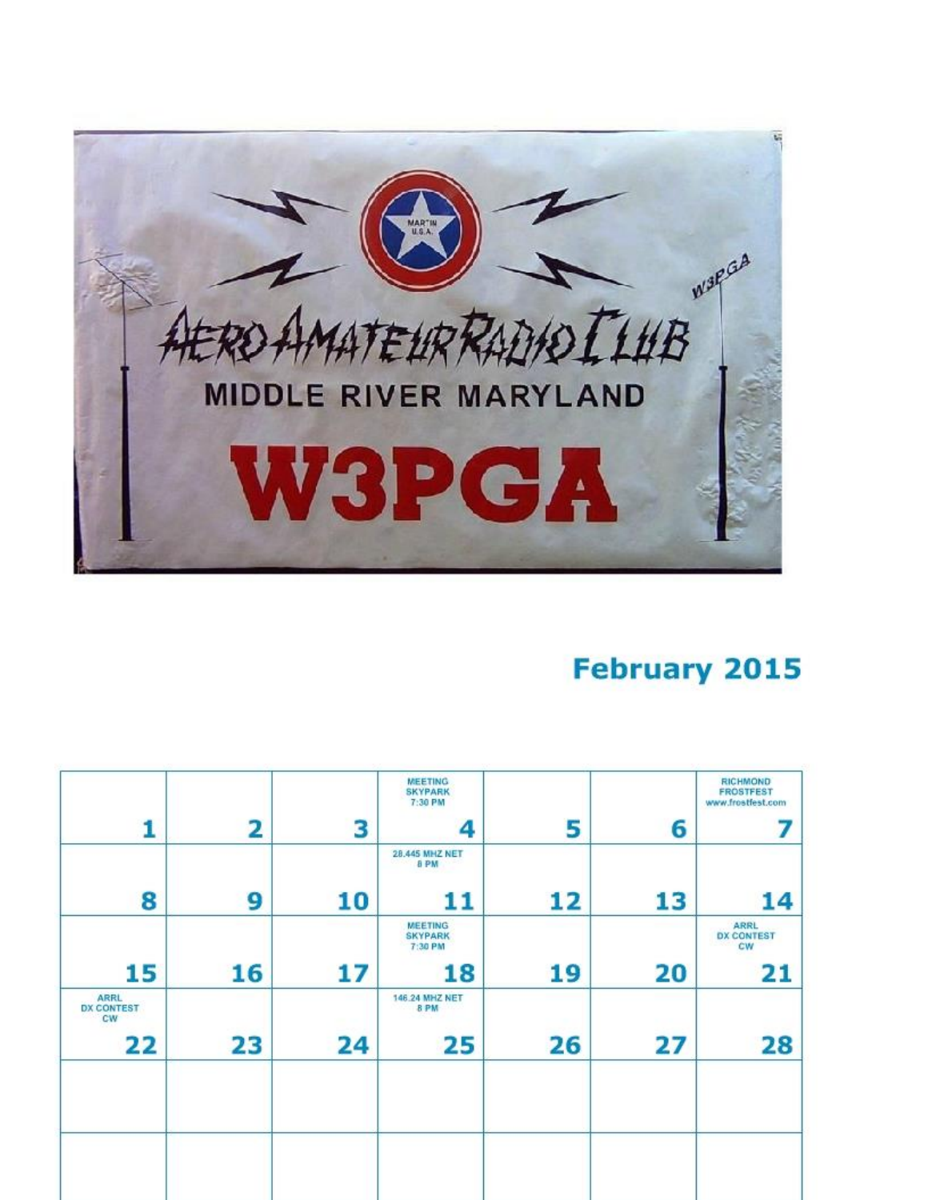AERO AMATEUR RADIO CLUB

MIDDLE RIVER MARYLAND

W3PGA

## February 2015

| | | | | | | |
|---|---|---|---|---|---|---|
| 1 | 2 | 3 | MEETING SKYPARK 7:30 PM 4 | 5 | 6 | RICHMOND FROSTFEST www.frostfest.com 7 |
| 8 | 9 | 10 | 28.445 MHZ NET 8 PM 11 | 12 | 13 | 14 |
| 15 | 16 | 17 | MEETING SKYPARK 7:30 PM 18 | 19 | 20 | ARRL DX CONTEST CW 21 |
| ARRL DX CONTEST CW 22 | 23 | 24 | 146.24 MHZ NET 8 PM 25 | 26 | 27 | 28 |
| | | | | | | |
| | | | | | | |